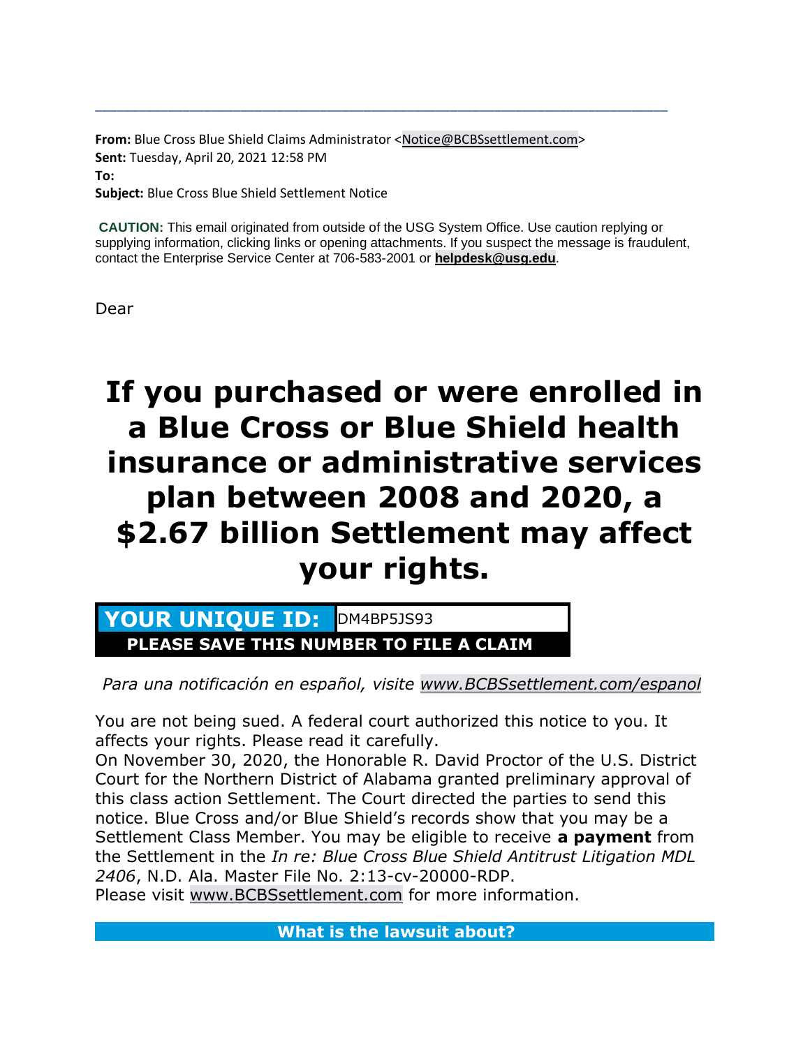---

**From:** Blue Cross Blue Shield Claims Administrator <Notice@BCBSsettlement.com>
**Sent:** Tuesday, April 20, 2021 12:58 PM
**To:**
**Subject:** Blue Cross Blue Shield Settlement Notice

**CAUTION:** This email originated from outside of the USG System Office. Use caution replying or supplying information, clicking links or opening attachments. If you suspect the message is fraudulent, contact the Enterprise Service Center at 706-583-2001 or **helpdesk@usg.edu**.

Dear

# If you purchased or were enrolled in a Blue Cross or Blue Shield health insurance or administrative services plan between 2008 and 2020, a $2.67 billion Settlement may affect your rights.

| **YOUR UNIQUE ID:** | DM4BP5JS93 |
|---|---|
| **PLEASE SAVE THIS NUMBER TO FILE A CLAIM** | |

*Para una notificación en español, visite www.BCBSsettlement.com/espanol*

You are not being sued. A federal court authorized this notice to you. It affects your rights. Please read it carefully.
On November 30, 2020, the Honorable R. David Proctor of the U.S. District Court for the Northern District of Alabama granted preliminary approval of this class action Settlement. The Court directed the parties to send this notice. Blue Cross and/or Blue Shield's records show that you may be a Settlement Class Member. You may be eligible to receive **a payment** from the Settlement in the *In re: Blue Cross Blue Shield Antitrust Litigation MDL 2406*, N.D. Ala. Master File No. 2:13-cv-20000-RDP.
Please visit www.BCBSsettlement.com for more information.

## What is the lawsuit about?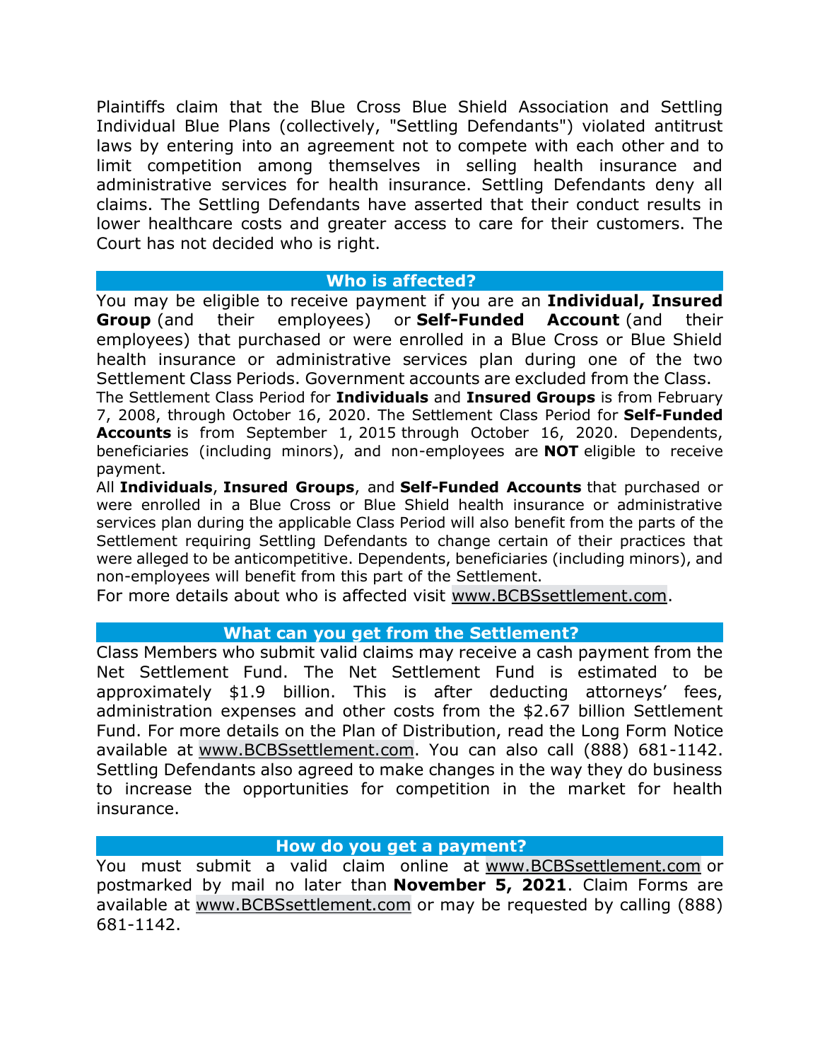Plaintiffs claim that the Blue Cross Blue Shield Association and Settling Individual Blue Plans (collectively, "Settling Defendants") violated antitrust laws by entering into an agreement not to compete with each other and to limit competition among themselves in selling health insurance and administrative services for health insurance. Settling Defendants deny all claims. The Settling Defendants have asserted that their conduct results in lower healthcare costs and greater access to care for their customers. The Court has not decided who is right.

## Who is affected?

You may be eligible to receive payment if you are an **Individual, Insured Group** (and their employees) or **Self-Funded Account** (and their employees) that purchased or were enrolled in a Blue Cross or Blue Shield health insurance or administrative services plan during one of the two Settlement Class Periods. Government accounts are excluded from the Class.

The Settlement Class Period for **Individuals** and **Insured Groups** is from February 7, 2008, through October 16, 2020. The Settlement Class Period for **Self-Funded Accounts** is from September 1, 2015 through October 16, 2020. Dependents, beneficiaries (including minors), and non-employees are **NOT** eligible to receive payment.

All **Individuals**, **Insured Groups**, and **Self-Funded Accounts** that purchased or were enrolled in a Blue Cross or Blue Shield health insurance or administrative services plan during the applicable Class Period will also benefit from the parts of the Settlement requiring Settling Defendants to change certain of their practices that were alleged to be anticompetitive. Dependents, beneficiaries (including minors), and non-employees will benefit from this part of the Settlement.

For more details about who is affected visit www.BCBSsettlement.com.

## What can you get from the Settlement?

Class Members who submit valid claims may receive a cash payment from the Net Settlement Fund. The Net Settlement Fund is estimated to be approximately $1.9 billion. This is after deducting attorneys' fees, administration expenses and other costs from the $2.67 billion Settlement Fund. For more details on the Plan of Distribution, read the Long Form Notice available at www.BCBSsettlement.com. You can also call (888) 681-1142. Settling Defendants also agreed to make changes in the way they do business to increase the opportunities for competition in the market for health insurance.

## How do you get a payment?

You must submit a valid claim online at www.BCBSsettlement.com or postmarked by mail no later than **November 5, 2021**. Claim Forms are available at www.BCBSsettlement.com or may be requested by calling (888) 681-1142.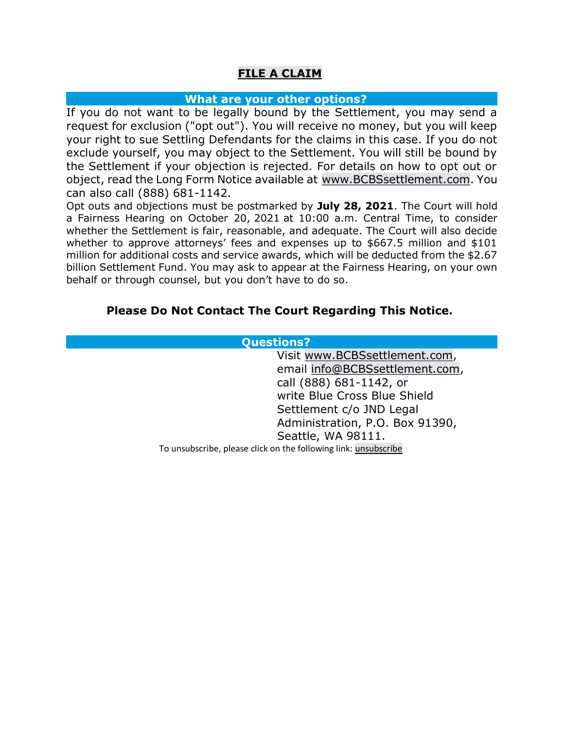**FILE A CLAIM**

## What are your other options?

If you do not want to be legally bound by the Settlement, you may send a request for exclusion ("opt out"). You will receive no money, but you will keep your right to sue Settling Defendants for the claims in this case. If you do not exclude yourself, you may object to the Settlement. You will still be bound by the Settlement if your objection is rejected. For details on how to opt out or object, read the Long Form Notice available at www.BCBSsettlement.com. You can also call (888) 681-1142.

Opt outs and objections must be postmarked by **July 28, 2021**. The Court will hold a Fairness Hearing on October 20, 2021 at 10:00 a.m. Central Time, to consider whether the Settlement is fair, reasonable, and adequate. The Court will also decide whether to approve attorneys' fees and expenses up to $667.5 million and $101 million for additional costs and service awards, which will be deducted from the $2.67 billion Settlement Fund. You may ask to appear at the Fairness Hearing, on your own behalf or through counsel, but you don't have to do so.

**Please Do Not Contact The Court Regarding This Notice.**

## Questions?

Visit www.BCBSsettlement.com, email info@BCBSsettlement.com, call (888) 681-1142, or write Blue Cross Blue Shield Settlement c/o JND Legal Administration, P.O. Box 91390, Seattle, WA 98111.

To unsubscribe, please click on the following link: unsubscribe